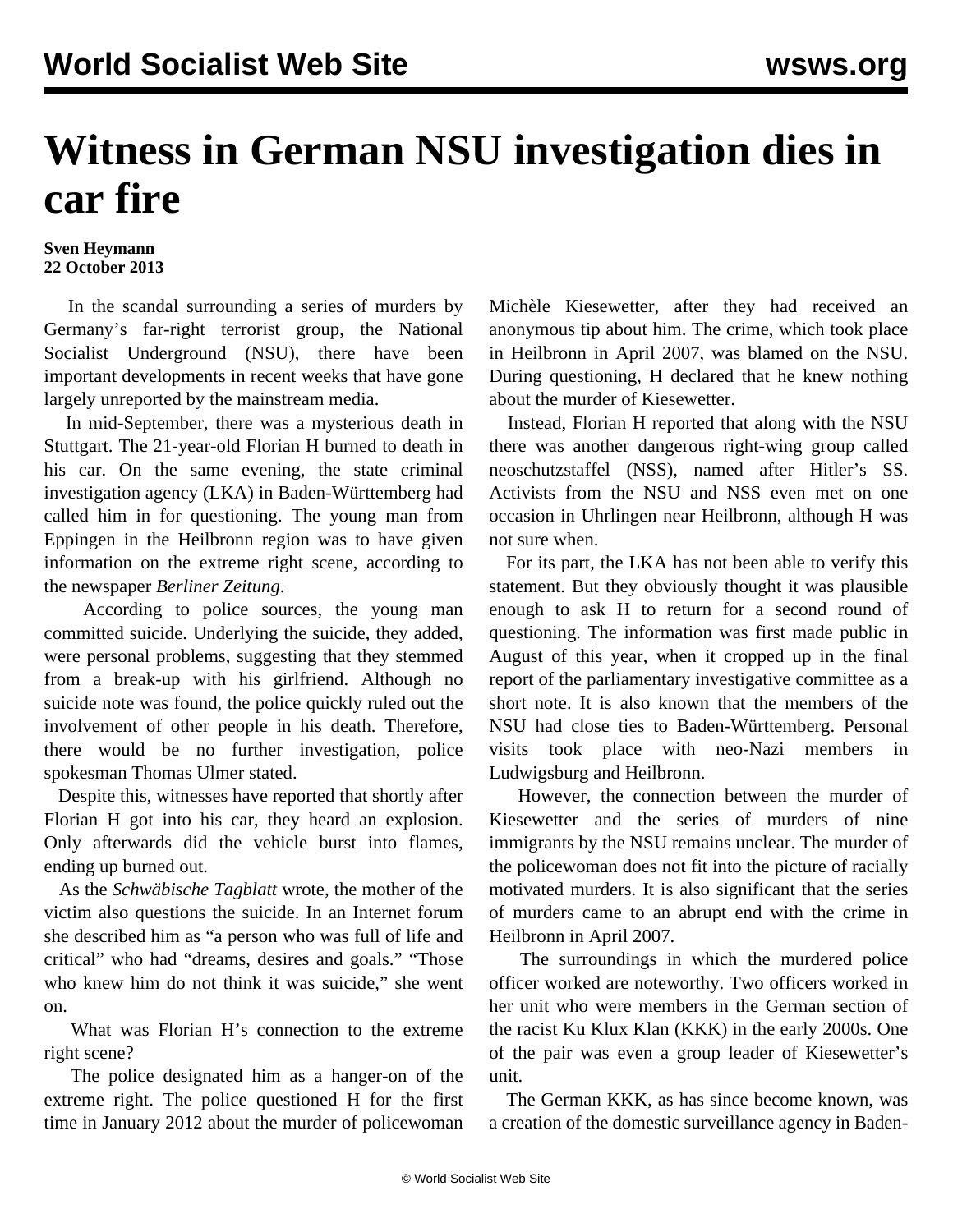# Witness in German NSU investigation dies in car fire

**Sven Heymann**
**22 October 2013**

In the scandal surrounding a series of murders by Germany's far-right terrorist group, the National Socialist Underground (NSU), there have been important developments in recent weeks that have gone largely unreported by the mainstream media.

In mid-September, there was a mysterious death in Stuttgart. The 21-year-old Florian H burned to death in his car. On the same evening, the state criminal investigation agency (LKA) in Baden-Württemberg had called him in for questioning. The young man from Eppingen in the Heilbronn region was to have given information on the extreme right scene, according to the newspaper *Berliner Zeitung*.

According to police sources, the young man committed suicide. Underlying the suicide, they added, were personal problems, suggesting that they stemmed from a break-up with his girlfriend. Although no suicide note was found, the police quickly ruled out the involvement of other people in his death. Therefore, there would be no further investigation, police spokesman Thomas Ulmer stated.

Despite this, witnesses have reported that shortly after Florian H got into his car, they heard an explosion. Only afterwards did the vehicle burst into flames, ending up burned out.

As the *Schwäbische Tagblatt* wrote, the mother of the victim also questions the suicide. In an Internet forum she described him as "a person who was full of life and critical" who had "dreams, desires and goals." "Those who knew him do not think it was suicide," she went on.

What was Florian H's connection to the extreme right scene?

The police designated him as a hanger-on of the extreme right. The police questioned H for the first time in January 2012 about the murder of policewoman Michèle Kiesewetter, after they had received an anonymous tip about him. The crime, which took place in Heilbronn in April 2007, was blamed on the NSU. During questioning, H declared that he knew nothing about the murder of Kiesewetter.

Instead, Florian H reported that along with the NSU there was another dangerous right-wing group called neoschutzstaffel (NSS), named after Hitler's SS. Activists from the NSU and NSS even met on one occasion in Uhrlingen near Heilbronn, although H was not sure when.

For its part, the LKA has not been able to verify this statement. But they obviously thought it was plausible enough to ask H to return for a second round of questioning. The information was first made public in August of this year, when it cropped up in the final report of the parliamentary investigative committee as a short note. It is also known that the members of the NSU had close ties to Baden-Württemberg. Personal visits took place with neo-Nazi members in Ludwigsburg and Heilbronn.

However, the connection between the murder of Kiesewetter and the series of murders of nine immigrants by the NSU remains unclear. The murder of the policewoman does not fit into the picture of racially motivated murders. It is also significant that the series of murders came to an abrupt end with the crime in Heilbronn in April 2007.

The surroundings in which the murdered police officer worked are noteworthy. Two officers worked in her unit who were members in the German section of the racist Ku Klux Klan (KKK) in the early 2000s. One of the pair was even a group leader of Kiesewetter's unit.

The German KKK, as has since become known, was a creation of the domestic surveillance agency in Baden-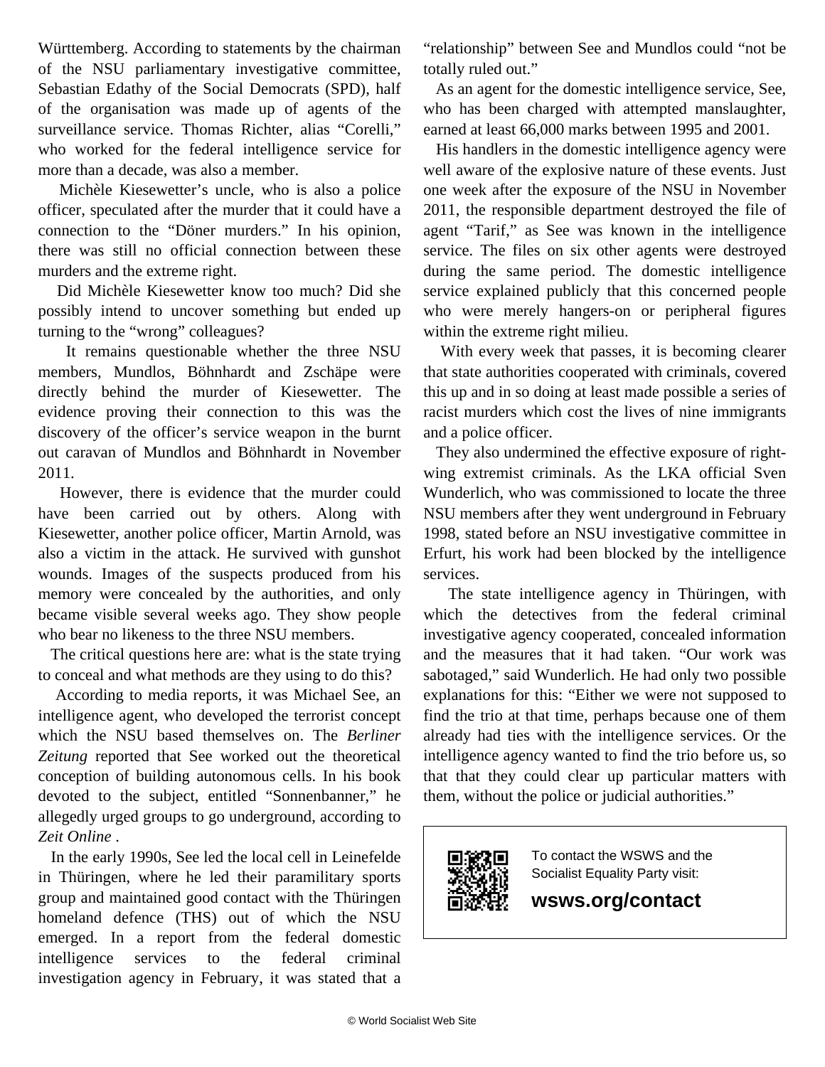Württemberg. According to statements by the chairman of the NSU parliamentary investigative committee, Sebastian Edathy of the Social Democrats (SPD), half of the organisation was made up of agents of the surveillance service. Thomas Richter, alias "Corelli," who worked for the federal intelligence service for more than a decade, was also a member.

Michèle Kiesewetter's uncle, who is also a police officer, speculated after the murder that it could have a connection to the "Döner murders." In his opinion, there was still no official connection between these murders and the extreme right.

Did Michèle Kiesewetter know too much? Did she possibly intend to uncover something but ended up turning to the "wrong" colleagues?

It remains questionable whether the three NSU members, Mundlos, Böhnhardt and Zschäpe were directly behind the murder of Kiesewetter. The evidence proving their connection to this was the discovery of the officer's service weapon in the burnt out caravan of Mundlos and Böhnhardt in November 2011.

However, there is evidence that the murder could have been carried out by others. Along with Kiesewetter, another police officer, Martin Arnold, was also a victim in the attack. He survived with gunshot wounds. Images of the suspects produced from his memory were concealed by the authorities, and only became visible several weeks ago. They show people who bear no likeness to the three NSU members.

The critical questions here are: what is the state trying to conceal and what methods are they using to do this?

According to media reports, it was Michael See, an intelligence agent, who developed the terrorist concept which the NSU based themselves on. The *Berliner Zeitung* reported that See worked out the theoretical conception of building autonomous cells. In his book devoted to the subject, entitled "Sonnenbanner," he allegedly urged groups to go underground, according to *Zeit Online* .

In the early 1990s, See led the local cell in Leinefelde in Thüringen, where he led their paramilitary sports group and maintained good contact with the Thüringen homeland defence (THS) out of which the NSU emerged. In a report from the federal domestic intelligence services to the federal criminal investigation agency in February, it was stated that a "relationship" between See and Mundlos could "not be totally ruled out."

As an agent for the domestic intelligence service, See, who has been charged with attempted manslaughter, earned at least 66,000 marks between 1995 and 2001.

His handlers in the domestic intelligence agency were well aware of the explosive nature of these events. Just one week after the exposure of the NSU in November 2011, the responsible department destroyed the file of agent "Tarif," as See was known in the intelligence service. The files on six other agents were destroyed during the same period. The domestic intelligence service explained publicly that this concerned people who were merely hangers-on or peripheral figures within the extreme right milieu.

With every week that passes, it is becoming clearer that state authorities cooperated with criminals, covered this up and in so doing at least made possible a series of racist murders which cost the lives of nine immigrants and a police officer.

They also undermined the effective exposure of right-wing extremist criminals. As the LKA official Sven Wunderlich, who was commissioned to locate the three NSU members after they went underground in February 1998, stated before an NSU investigative committee in Erfurt, his work had been blocked by the intelligence services.

The state intelligence agency in Thüringen, with which the detectives from the federal criminal investigative agency cooperated, concealed information and the measures that it had taken. "Our work was sabotaged," said Wunderlich. He had only two possible explanations for this: "Either we were not supposed to find the trio at that time, perhaps because one of them already had ties with the intelligence services. Or the intelligence agency wanted to find the trio before us, so that that they could clear up particular matters with them, without the police or judicial authorities."

To contact the WSWS and the Socialist Equality Party visit:

**wsws.org/contact**